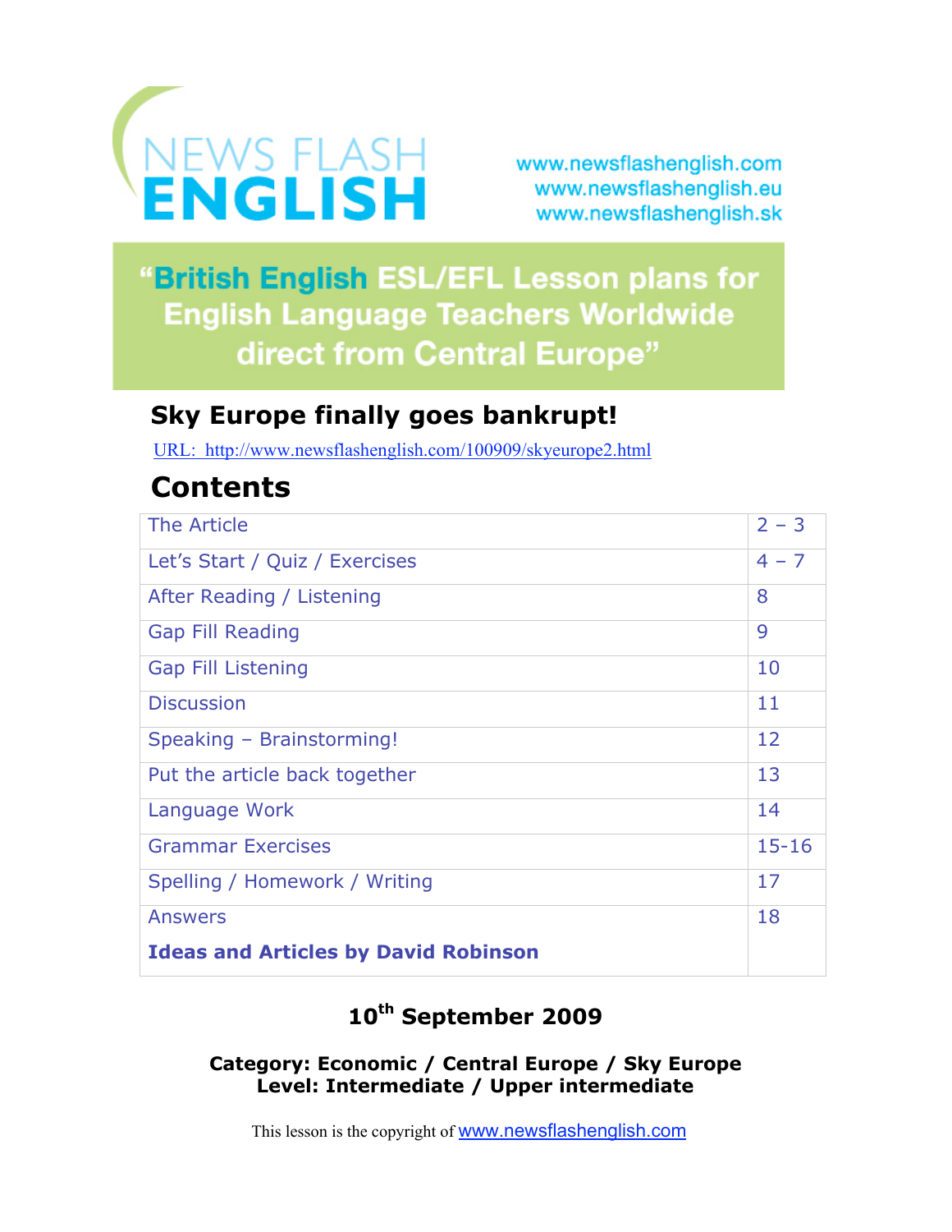# NEWS FLASH ENGLISH

www.newsflashenglish.com
www.newsflashenglish.eu
www.newsflashenglish.sk

**"British English ESL/EFL Lesson plans for English Language Teachers Worldwide direct from Central Europe"**

## Sky Europe finally goes bankrupt!

URL: http://www.newsflashenglish.com/100909/skyeurope2.html

## Contents

| | |
|---|---|
| The Article | 2 – 3 |
| Let's Start / Quiz / Exercises | 4 – 7 |
| After Reading / Listening | 8 |
| Gap Fill Reading | 9 |
| Gap Fill Listening | 10 |
| Discussion | 11 |
| Speaking – Brainstorming! | 12 |
| Put the article back together | 13 |
| Language Work | 14 |
| Grammar Exercises | 15-16 |
| Spelling / Homework / Writing | 17 |
| Answers | 18 |
| **Ideas and Articles by David Robinson** | |

**10th September 2009**

**Category: Economic / Central Europe / Sky Europe**
**Level: Intermediate / Upper intermediate**

This lesson is the copyright of www.newsflashenglish.com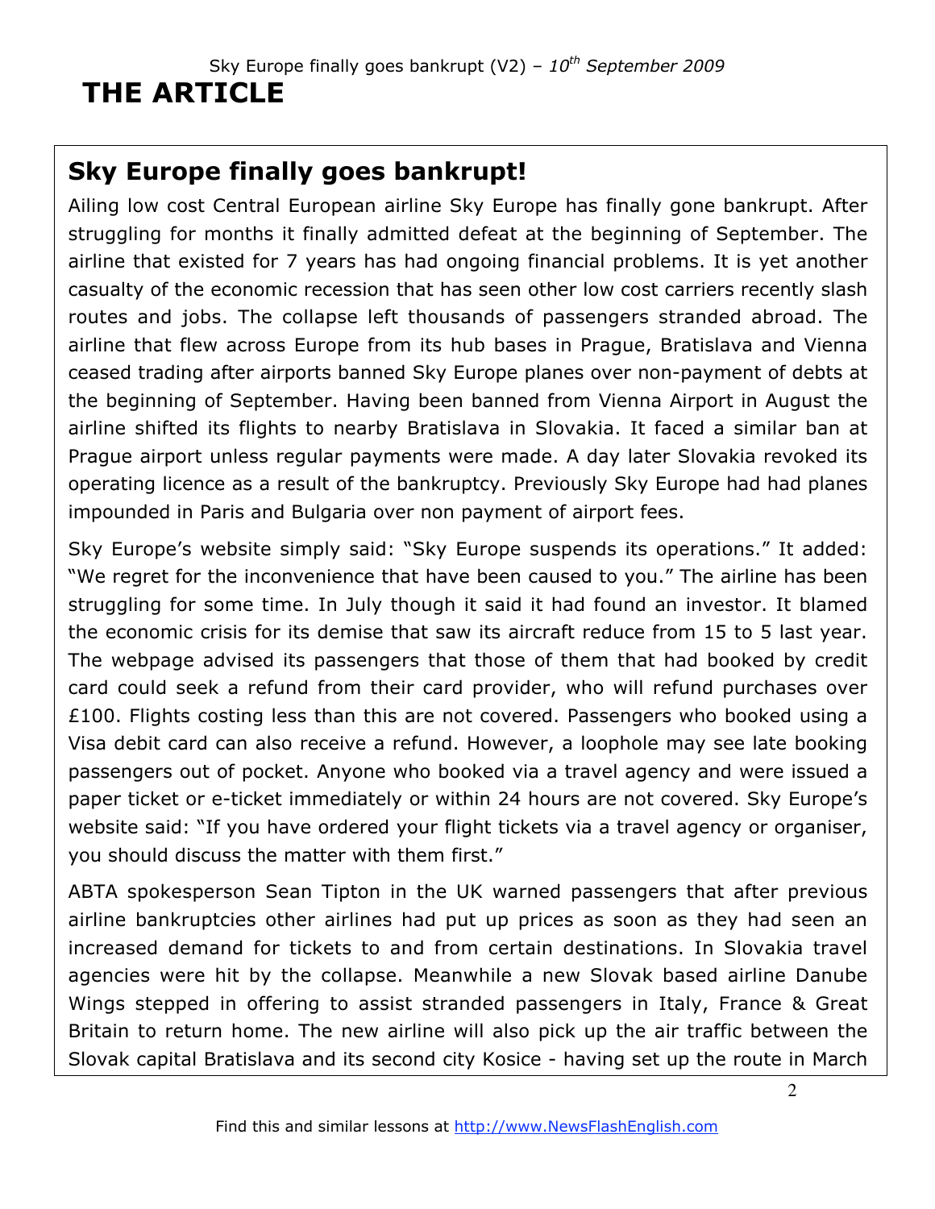# THE ARTICLE

## Sky Europe finally goes bankrupt!

Ailing low cost Central European airline Sky Europe has finally gone bankrupt. After struggling for months it finally admitted defeat at the beginning of September. The airline that existed for 7 years has had ongoing financial problems. It is yet another casualty of the economic recession that has seen other low cost carriers recently slash routes and jobs. The collapse left thousands of passengers stranded abroad. The airline that flew across Europe from its hub bases in Prague, Bratislava and Vienna ceased trading after airports banned Sky Europe planes over non-payment of debts at the beginning of September. Having been banned from Vienna Airport in August the airline shifted its flights to nearby Bratislava in Slovakia. It faced a similar ban at Prague airport unless regular payments were made. A day later Slovakia revoked its operating licence as a result of the bankruptcy. Previously Sky Europe had had planes impounded in Paris and Bulgaria over non payment of airport fees.

Sky Europe's website simply said: "Sky Europe suspends its operations." It added: "We regret for the inconvenience that have been caused to you." The airline has been struggling for some time. In July though it said it had found an investor. It blamed the economic crisis for its demise that saw its aircraft reduce from 15 to 5 last year. The webpage advised its passengers that those of them that had booked by credit card could seek a refund from their card provider, who will refund purchases over £100. Flights costing less than this are not covered. Passengers who booked using a Visa debit card can also receive a refund. However, a loophole may see late booking passengers out of pocket. Anyone who booked via a travel agency and were issued a paper ticket or e-ticket immediately or within 24 hours are not covered. Sky Europe's website said: "If you have ordered your flight tickets via a travel agency or organiser, you should discuss the matter with them first."

ABTA spokesperson Sean Tipton in the UK warned passengers that after previous airline bankruptcies other airlines had put up prices as soon as they had seen an increased demand for tickets to and from certain destinations. In Slovakia travel agencies were hit by the collapse. Meanwhile a new Slovak based airline Danube Wings stepped in offering to assist stranded passengers in Italy, France & Great Britain to return home. The new airline will also pick up the air traffic between the Slovak capital Bratislava and its second city Kosice - having set up the route in March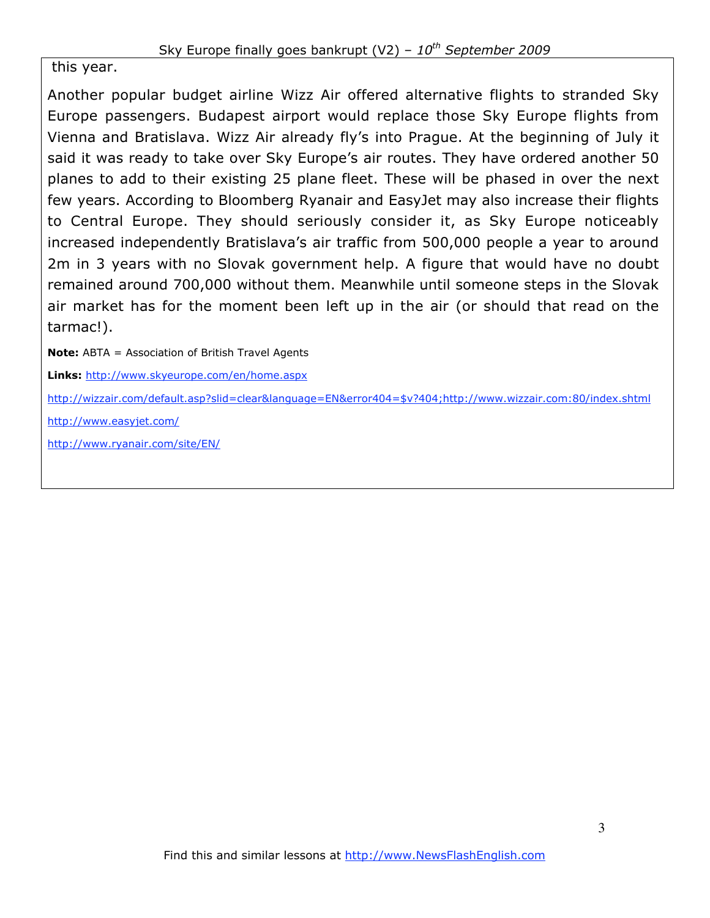this year.

Another popular budget airline Wizz Air offered alternative flights to stranded Sky Europe passengers. Budapest airport would replace those Sky Europe flights from Vienna and Bratislava. Wizz Air already fly's into Prague. At the beginning of July it said it was ready to take over Sky Europe's air routes. They have ordered another 50 planes to add to their existing 25 plane fleet. These will be phased in over the next few years. According to Bloomberg Ryanair and EasyJet may also increase their flights to Central Europe. They should seriously consider it, as Sky Europe noticeably increased independently Bratislava's air traffic from 500,000 people a year to around 2m in 3 years with no Slovak government help. A figure that would have no doubt remained around 700,000 without them. Meanwhile until someone steps in the Slovak air market has for the moment been left up in the air (or should that read on the tarmac!).

**Note:** ABTA = Association of British Travel Agents

**Links:** http://www.skyeurope.com/en/home.aspx

http://wizzair.com/default.asp?slid=clear&language=EN&error404=$v?404;http://www.wizzair.com:80/index.shtml

http://www.easyjet.com/

http://www.ryanair.com/site/EN/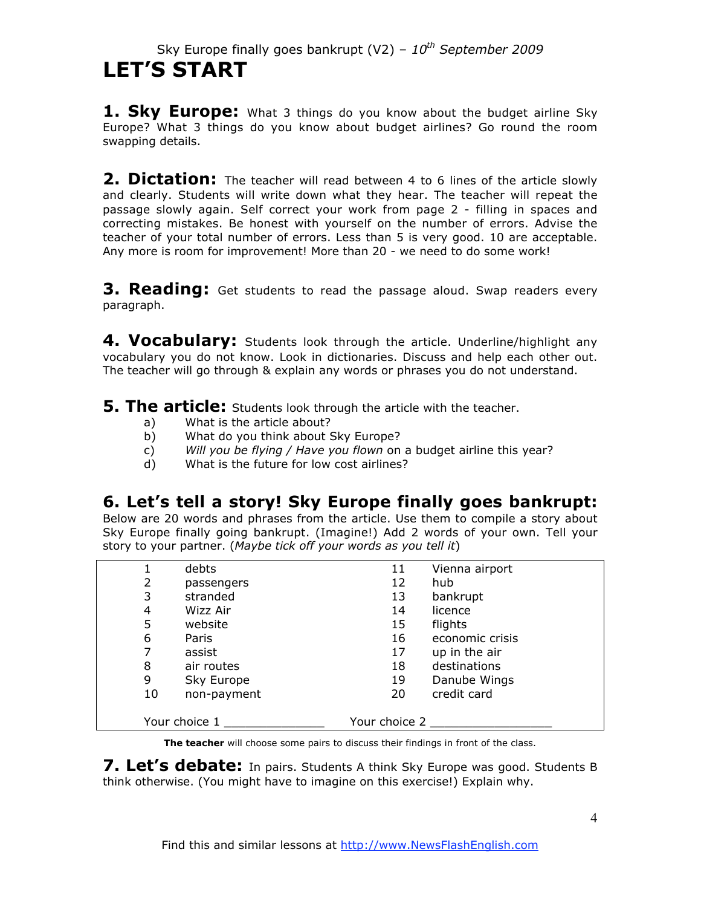Sky Europe finally goes bankrupt (V2) – *10th September 2009*

# LET'S START

**1. Sky Europe:** What 3 things do you know about the budget airline Sky Europe? What 3 things do you know about budget airlines? Go round the room swapping details.

**2. Dictation:** The teacher will read between 4 to 6 lines of the article slowly and clearly. Students will write down what they hear. The teacher will repeat the passage slowly again. Self correct your work from page 2 - filling in spaces and correcting mistakes. Be honest with yourself on the number of errors. Advise the teacher of your total number of errors. Less than 5 is very good. 10 are acceptable. Any more is room for improvement! More than 20 - we need to do some work!

**3. Reading:** Get students to read the passage aloud. Swap readers every paragraph.

**4. Vocabulary:** Students look through the article. Underline/highlight any vocabulary you do not know. Look in dictionaries. Discuss and help each other out. The teacher will go through & explain any words or phrases you do not understand.

**5. The article:** Students look through the article with the teacher.

a) What is the article about?
b) What do you think about Sky Europe?
c) *Will you be flying / Have you flown* on a budget airline this year?
d) What is the future for low cost airlines?

## 6. Let's tell a story! Sky Europe finally goes bankrupt:

Below are 20 words and phrases from the article. Use them to compile a story about Sky Europe finally going bankrupt. (Imagine!) Add 2 words of your own. Tell your story to your partner. (*Maybe tick off your words as you tell it*)

| | | | |
|---|---|---|---|
| 1 | debts | 11 | Vienna airport |
| 2 | passengers | 12 | hub |
| 3 | stranded | 13 | bankrupt |
| 4 | Wizz Air | 14 | licence |
| 5 | website | 15 | flights |
| 6 | Paris | 16 | economic crisis |
| 7 | assist | 17 | up in the air |
| 8 | air routes | 18 | destinations |
| 9 | Sky Europe | 19 | Danube Wings |
| 10 | non-payment | 20 | credit card |

Your choice 1 ______________ Your choice 2 _________________

**The teacher** will choose some pairs to discuss their findings in front of the class.

**7. Let's debate:** In pairs. Students A think Sky Europe was good. Students B think otherwise. (You might have to imagine on this exercise!) Explain why.

Find this and similar lessons at http://www.NewsFlashEnglish.com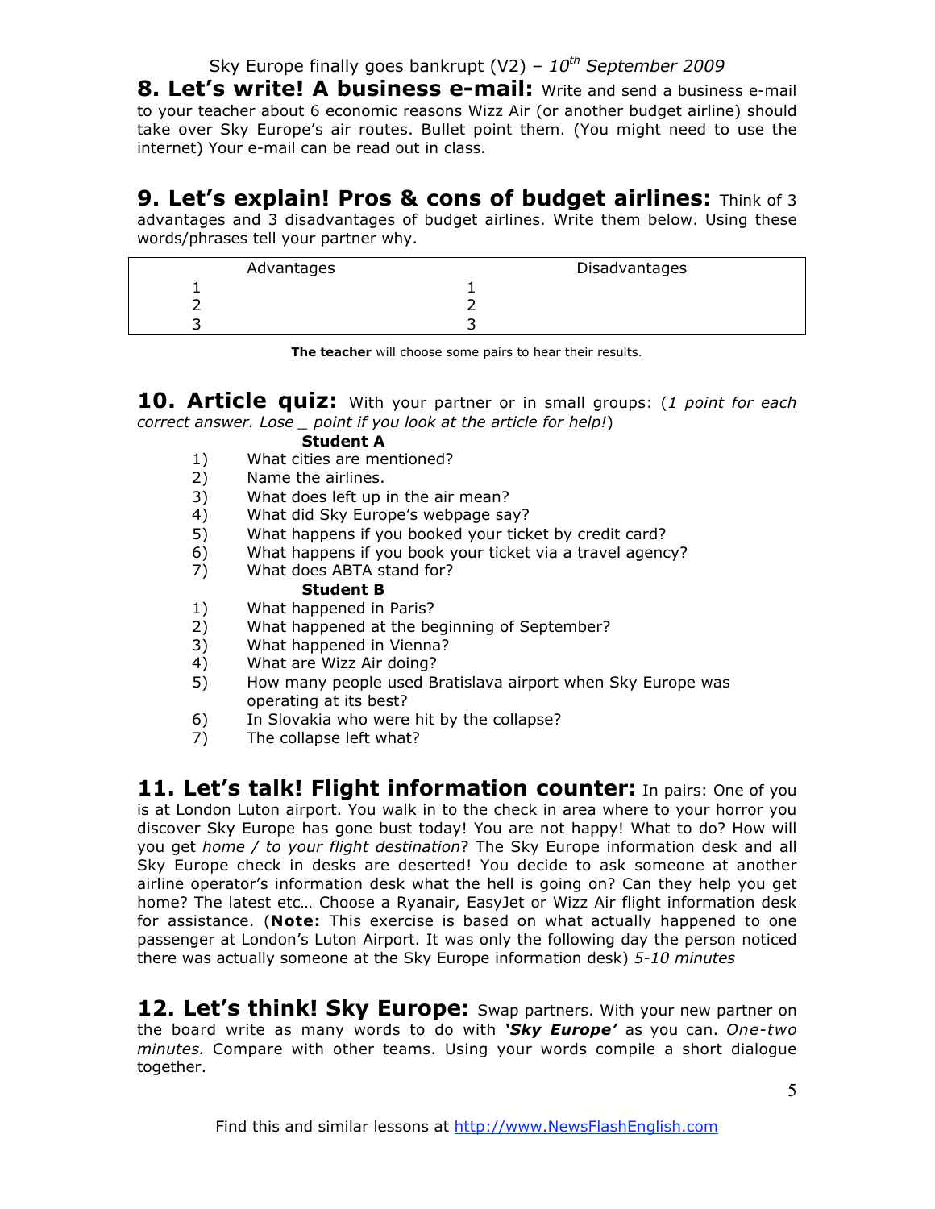**8. Let's write! A business e-mail:** Write and send a business e-mail to your teacher about 6 economic reasons Wizz Air (or another budget airline) should take over Sky Europe's air routes. Bullet point them. (You might need to use the internet) Your e-mail can be read out in class.

**9. Let's explain! Pros & cons of budget airlines:** Think of 3 advantages and 3 disadvantages of budget airlines. Write them below. Using these words/phrases tell your partner why.

| Advantages | Disadvantages |
|---|---|
| 1 | 1 |
| 2 | 2 |
| 3 | 3 |

**The teacher** will choose some pairs to hear their results.

**10. Article quiz:** With your partner or in small groups: (*1 point for each correct answer. Lose _ point if you look at the article for help!*)

**Student A**

1) What cities are mentioned?
2) Name the airlines.
3) What does left up in the air mean?
4) What did Sky Europe's webpage say?
5) What happens if you booked your ticket by credit card?
6) What happens if you book your ticket via a travel agency?
7) What does ABTA stand for?

**Student B**

1) What happened in Paris?
2) What happened at the beginning of September?
3) What happened in Vienna?
4) What are Wizz Air doing?
5) How many people used Bratislava airport when Sky Europe was operating at its best?
6) In Slovakia who were hit by the collapse?
7) The collapse left what?

**11. Let's talk! Flight information counter:** In pairs: One of you is at London Luton airport. You walk in to the check in area where to your horror you discover Sky Europe has gone bust today! You are not happy! What to do? How will you get *home / to your flight destination*? The Sky Europe information desk and all Sky Europe check in desks are deserted! You decide to ask someone at another airline operator's information desk what the hell is going on? Can they help you get home? The latest etc… Choose a Ryanair, EasyJet or Wizz Air flight information desk for assistance. (**Note:** This exercise is based on what actually happened to one passenger at London's Luton Airport. It was only the following day the person noticed there was actually someone at the Sky Europe information desk) *5-10 minutes*

**12. Let's think! Sky Europe:** Swap partners. With your new partner on the board write as many words to do with ***'Sky Europe'*** as you can. *One-two minutes.* Compare with other teams. Using your words compile a short dialogue together.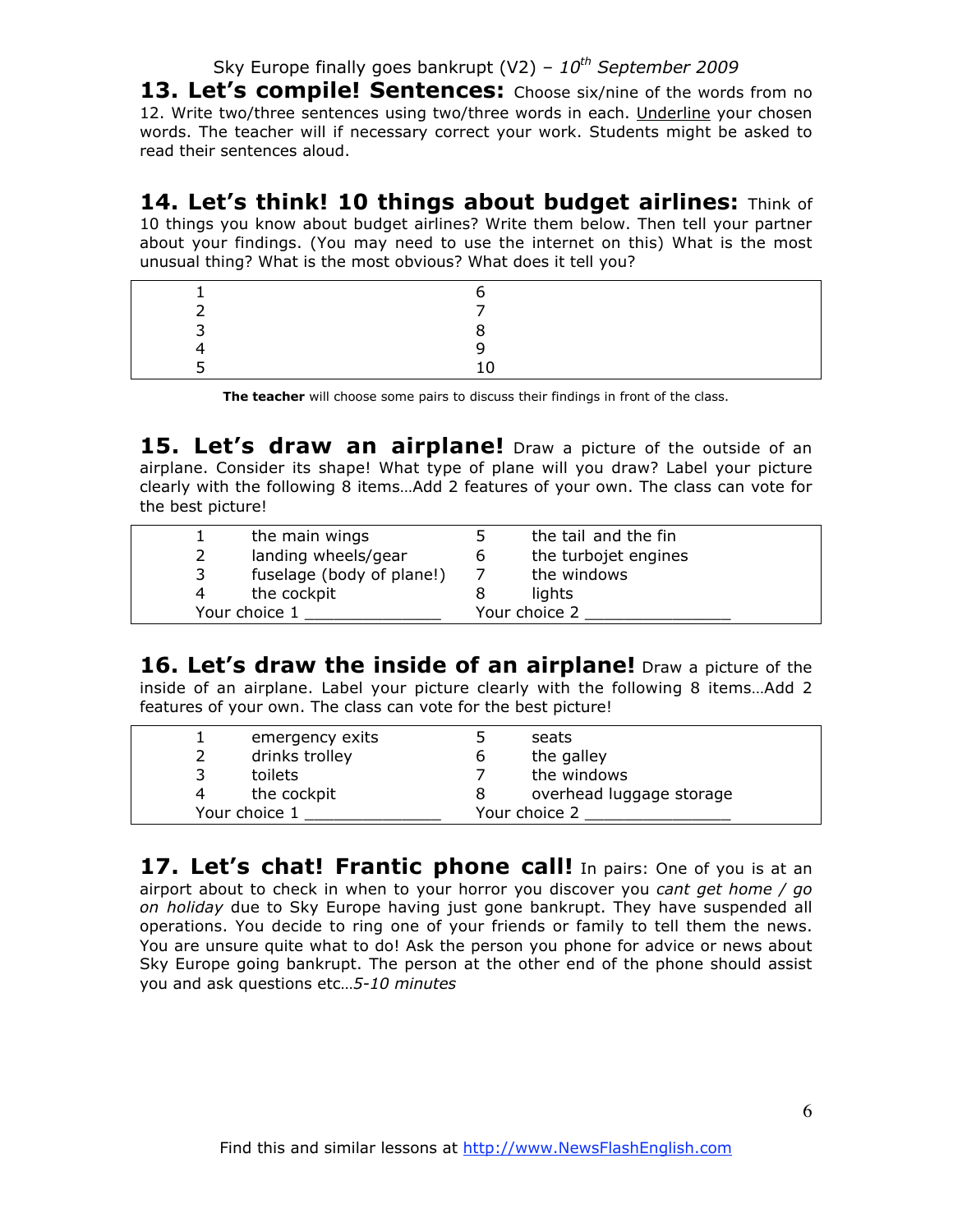**13. Let's compile! Sentences:** Choose six/nine of the words from no 12. Write two/three sentences using two/three words in each. Underline your chosen words. The teacher will if necessary correct your work. Students might be asked to read their sentences aloud.

**14. Let's think! 10 things about budget airlines:** Think of 10 things you know about budget airlines? Write them below. Then tell your partner about your findings. (You may need to use the internet on this) What is the most unusual thing? What is the most obvious? What does it tell you?

| | |
|---|---|
| 1 | 6 |
| 2 | 7 |
| 3 | 8 |
| 4 | 9 |
| 5 | 10 |

**The teacher** will choose some pairs to discuss their findings in front of the class.

**15. Let's draw an airplane!** Draw a picture of the outside of an airplane. Consider its shape! What type of plane will you draw? Label your picture clearly with the following 8 items…Add 2 features of your own. The class can vote for the best picture!

| | | | |
|---|---|---|---|
| 1 | the main wings | 5 | the tail and the fin |
| 2 | landing wheels/gear | 6 | the turbojet engines |
| 3 | fuselage (body of plane!) | 7 | the windows |
| 4 | the cockpit | 8 | lights |
| Your choice 1 _______________ | | Your choice 2 _______________ | |

**16. Let's draw the inside of an airplane!** Draw a picture of the inside of an airplane. Label your picture clearly with the following 8 items…Add 2 features of your own. The class can vote for the best picture!

| | | | |
|---|---|---|---|
| 1 | emergency exits | 5 | seats |
| 2 | drinks trolley | 6 | the galley |
| 3 | toilets | 7 | the windows |
| 4 | the cockpit | 8 | overhead luggage storage |
| Your choice 1 _______________ | | Your choice 2 _______________ | |

**17. Let's chat! Frantic phone call!** In pairs: One of you is at an airport about to check in when to your horror you discover you *cant get home / go on holiday* due to Sky Europe having just gone bankrupt. They have suspended all operations. You decide to ring one of your friends or family to tell them the news. You are unsure quite what to do! Ask the person you phone for advice or news about Sky Europe going bankrupt. The person at the other end of the phone should assist you and ask questions etc…*5-10 minutes*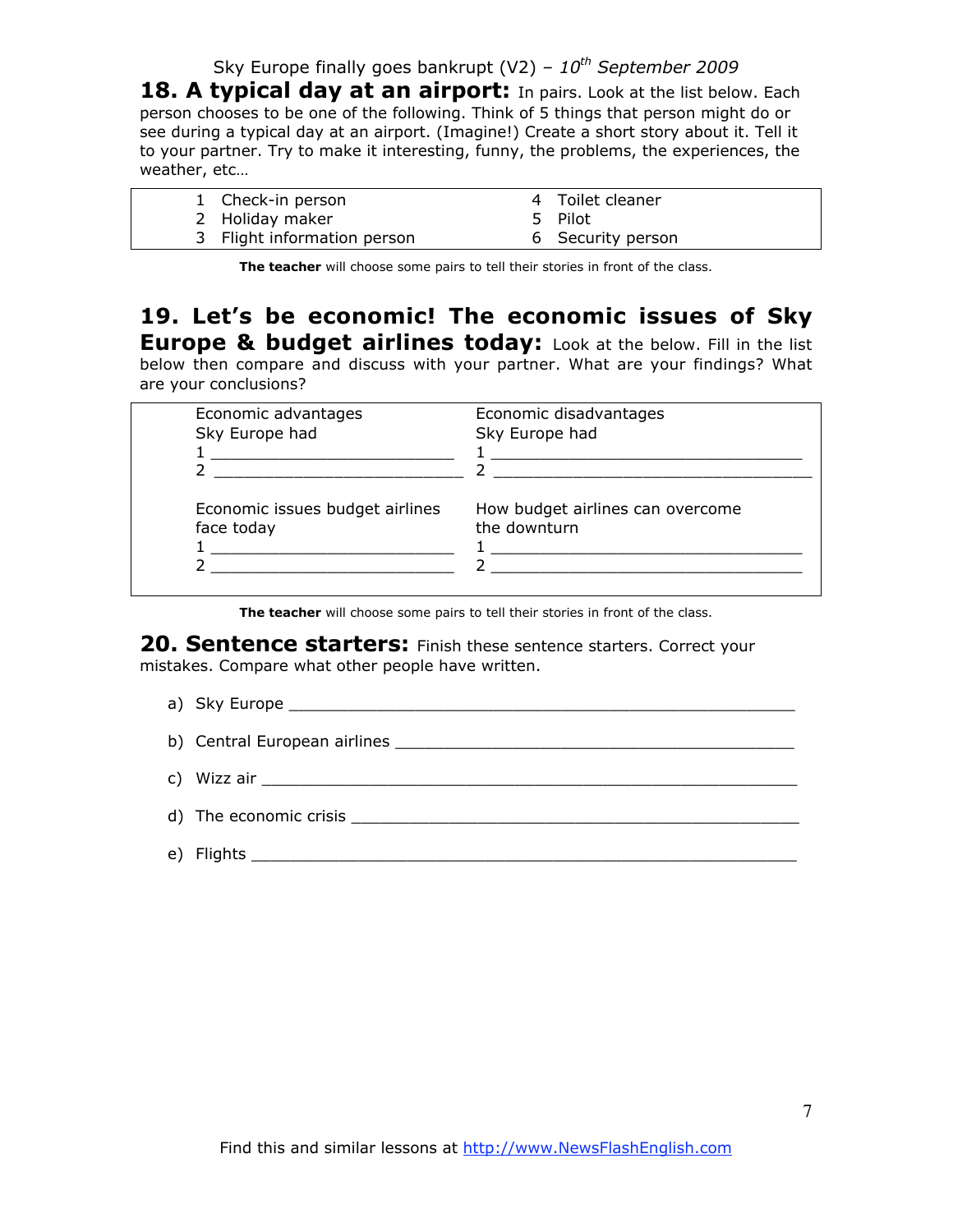## 18. A typical day at an airport:

In pairs. Look at the list below. Each person chooses to be one of the following. Think of 5 things that person might do or see during a typical day at an airport. (Imagine!) Create a short story about it. Tell it to your partner. Try to make it interesting, funny, the problems, the experiences, the weather, etc…

| | |
|---|---|
| 1 Check-in person | 4 Toilet cleaner |
| 2 Holiday maker | 5 Pilot |
| 3 Flight information person | 6 Security person |

**The teacher** will choose some pairs to tell their stories in front of the class.

## 19. Let's be economic! The economic issues of Sky Europe & budget airlines today:

Look at the below. Fill in the list below then compare and discuss with your partner. What are your findings? What are your conclusions?

| | |
|---|---|
| Economic advantages Sky Europe had<br>1 ___________________________<br>2 ___________________________ | Economic disadvantages Sky Europe had<br>1 ___________________________<br>2 ___________________________ |
| Economic issues budget airlines face today<br>1 ___________________________<br>2 ___________________________ | How budget airlines can overcome the downturn<br>1 ___________________________<br>2 ___________________________ |

**The teacher** will choose some pairs to tell their stories in front of the class.

## 20. Sentence starters:

Finish these sentence starters. Correct your mistakes. Compare what other people have written.

a) Sky Europe _______________________________________________

b) Central European airlines _____________________________________

c) Wizz air ________________________________________________

d) The economic crisis ________________________________________

e) Flights _________________________________________________

Find this and similar lessons at http://www.NewsFlashEnglish.com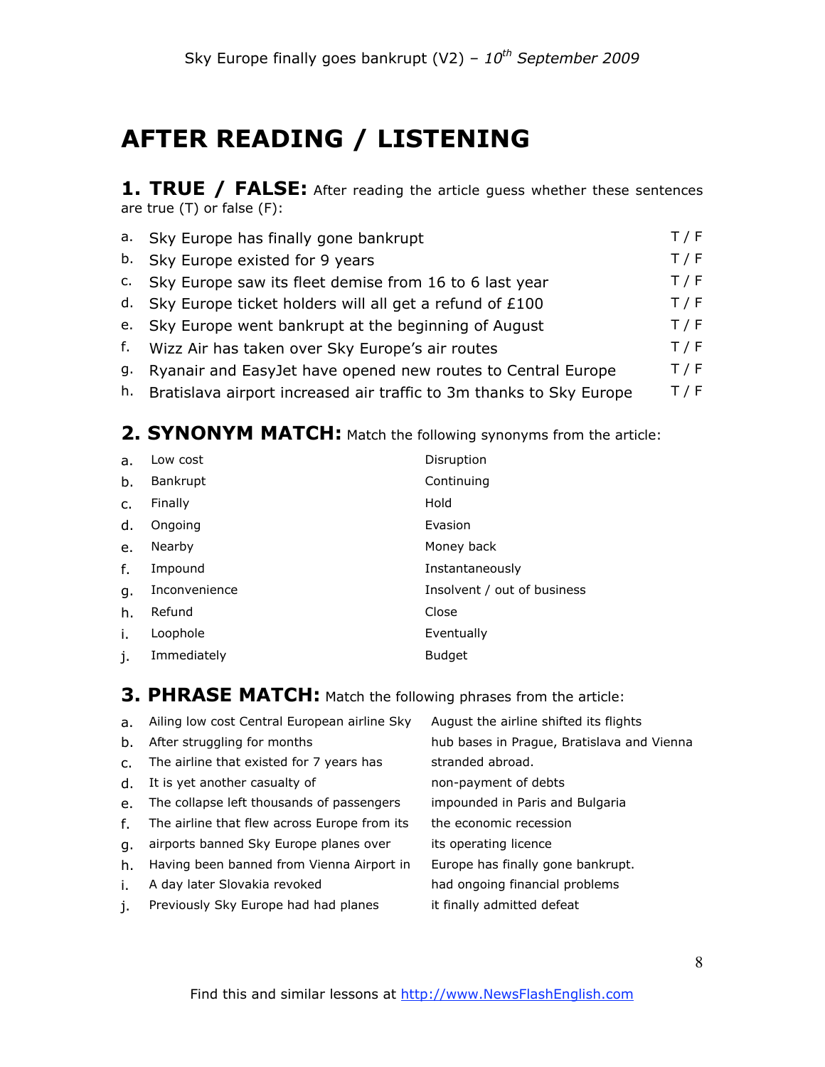# AFTER READING / LISTENING

## 1. TRUE / FALSE:

After reading the article guess whether these sentences are true (T) or false (F):

| | | |
|---|---|---|
| a. | Sky Europe has finally gone bankrupt | T / F |
| b. | Sky Europe existed for 9 years | T / F |
| c. | Sky Europe saw its fleet demise from 16 to 6 last year | T / F |
| d. | Sky Europe ticket holders will all get a refund of £100 | T / F |
| e. | Sky Europe went bankrupt at the beginning of August | T / F |
| f. | Wizz Air has taken over Sky Europe's air routes | T / F |
| g. | Ryanair and EasyJet have opened new routes to Central Europe | T / F |
| h. | Bratislava airport increased air traffic to 3m thanks to Sky Europe | T / F |

## 2. SYNONYM MATCH:

Match the following synonyms from the article:

| | | |
|---|---|---|
| a. | Low cost | Disruption |
| b. | Bankrupt | Continuing |
| c. | Finally | Hold |
| d. | Ongoing | Evasion |
| e. | Nearby | Money back |
| f. | Impound | Instantaneously |
| g. | Inconvenience | Insolvent / out of business |
| h. | Refund | Close |
| i. | Loophole | Eventually |
| j. | Immediately | Budget |

## 3. PHRASE MATCH:

Match the following phrases from the article:

| | | |
|---|---|---|
| a. | Ailing low cost Central European airline Sky | August the airline shifted its flights |
| b. | After struggling for months | hub bases in Prague, Bratislava and Vienna |
| c. | The airline that existed for 7 years has | stranded abroad. |
| d. | It is yet another casualty of | non-payment of debts |
| e. | The collapse left thousands of passengers | impounded in Paris and Bulgaria |
| f. | The airline that flew across Europe from its | the economic recession |
| g. | airports banned Sky Europe planes over | its operating licence |
| h. | Having been banned from Vienna Airport in | Europe has finally gone bankrupt. |
| i. | A day later Slovakia revoked | had ongoing financial problems |
| j. | Previously Sky Europe had had planes | it finally admitted defeat |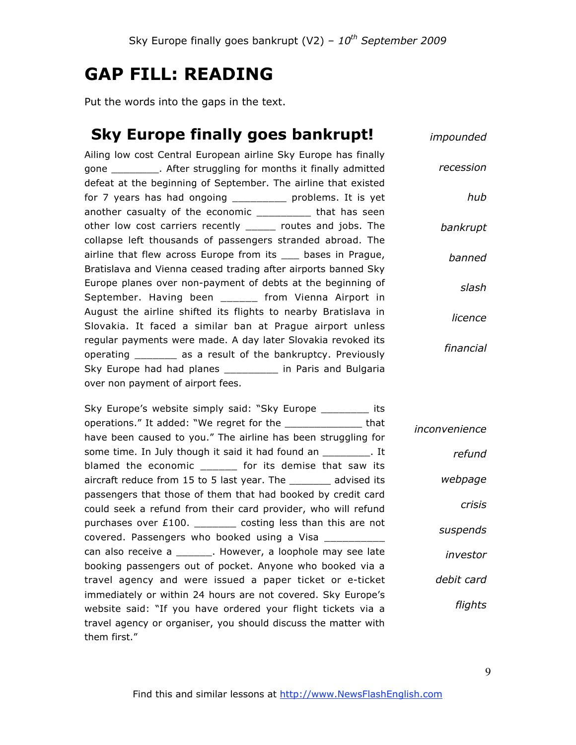# GAP FILL: READING

Put the words into the gaps in the text.

## Sky Europe finally goes bankrupt!

Ailing low cost Central European airline Sky Europe has finally gone ________. After struggling for months it finally admitted defeat at the beginning of September. The airline that existed for 7 years has had ongoing _________ problems. It is yet another casualty of the economic _________ that has seen other low cost carriers recently _____ routes and jobs. The collapse left thousands of passengers stranded abroad. The airline that flew across Europe from its ___ bases in Prague, Bratislava and Vienna ceased trading after airports banned Sky Europe planes over non-payment of debts at the beginning of September. Having been ______ from Vienna Airport in August the airline shifted its flights to nearby Bratislava in Slovakia. It faced a similar ban at Prague airport unless regular payments were made. A day later Slovakia revoked its operating _______ as a result of the bankruptcy. Previously Sky Europe had had planes _________ in Paris and Bulgaria over non payment of airport fees.

*impounded*

*recession*

*hub*

*bankrupt*

*banned*

*slash*

*licence*

*financial*

Sky Europe's website simply said: "Sky Europe ________ its operations." It added: "We regret for the _____________ that have been caused to you." The airline has been struggling for some time. In July though it said it had found an ________. It blamed the economic ______ for its demise that saw its aircraft reduce from 15 to 5 last year. The _______ advised its passengers that those of them that had booked by credit card could seek a refund from their card provider, who will refund purchases over £100. _______ costing less than this are not covered. Passengers who booked using a Visa __________ can also receive a ______. However, a loophole may see late booking passengers out of pocket. Anyone who booked via a travel agency and were issued a paper ticket or e-ticket immediately or within 24 hours are not covered. Sky Europe's website said: "If you have ordered your flight tickets via a travel agency or organiser, you should discuss the matter with them first."

*inconvenience*

*refund*

*webpage*

*crisis*

*suspends*

*investor*

*debit card*

*flights*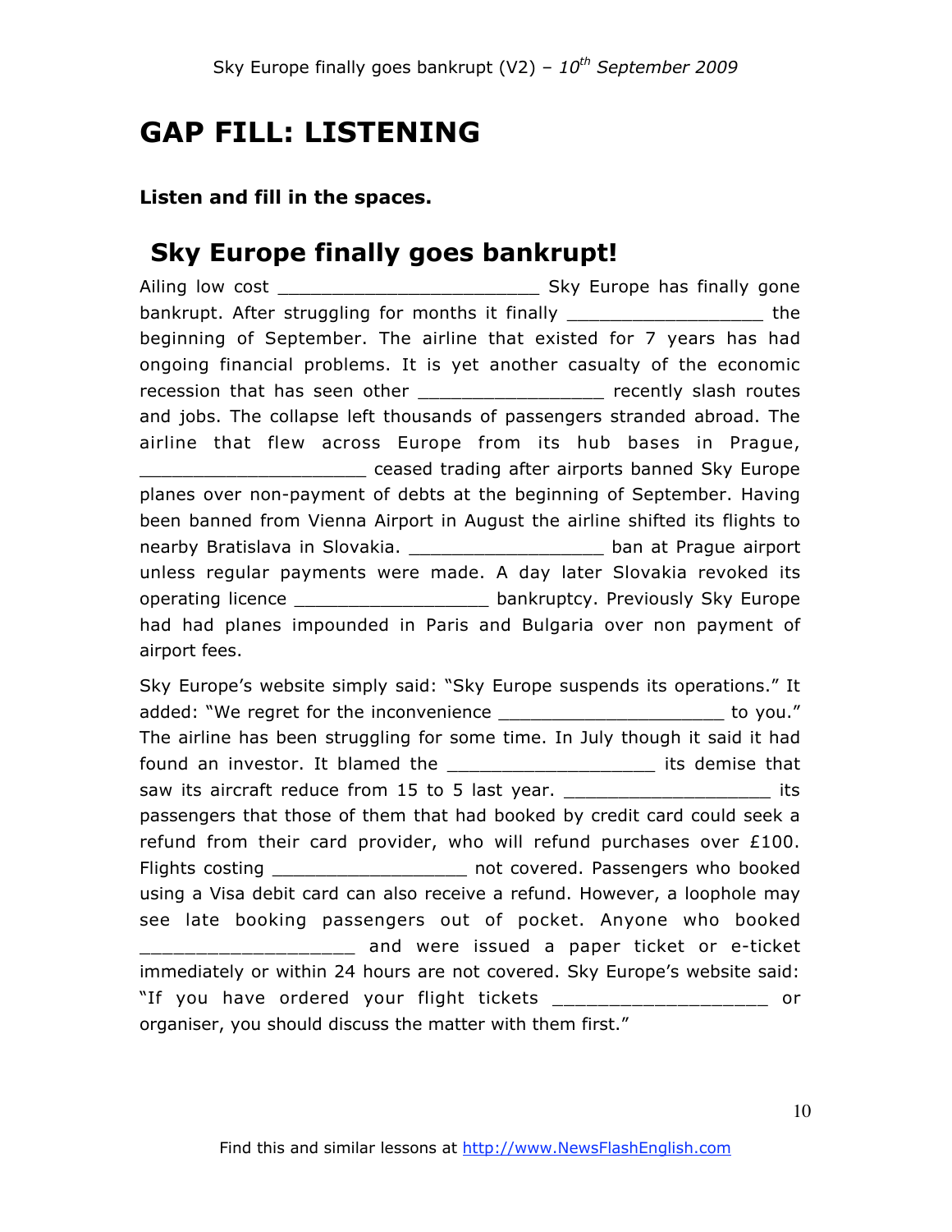# GAP FILL: LISTENING

**Listen and fill in the spaces.**

## Sky Europe finally goes bankrupt!

Ailing low cost ________________________ Sky Europe has finally gone bankrupt. After struggling for months it finally __________________ the beginning of September. The airline that existed for 7 years has had ongoing financial problems. It is yet another casualty of the economic recession that has seen other _________________ recently slash routes and jobs. The collapse left thousands of passengers stranded abroad. The airline that flew across Europe from its hub bases in Prague, _____________________ ceased trading after airports banned Sky Europe planes over non-payment of debts at the beginning of September. Having been banned from Vienna Airport in August the airline shifted its flights to nearby Bratislava in Slovakia. __________________ ban at Prague airport unless regular payments were made. A day later Slovakia revoked its operating licence __________________ bankruptcy. Previously Sky Europe had had planes impounded in Paris and Bulgaria over non payment of airport fees.

Sky Europe's website simply said: "Sky Europe suspends its operations." It added: "We regret for the inconvenience _____________________ to you." The airline has been struggling for some time. In July though it said it had found an investor. It blamed the ___________________ its demise that saw its aircraft reduce from 15 to 5 last year. ___________________ its passengers that those of them that had booked by credit card could seek a refund from their card provider, who will refund purchases over £100. Flights costing __________________ not covered. Passengers who booked using a Visa debit card can also receive a refund. However, a loophole may see late booking passengers out of pocket. Anyone who booked ___________________ and were issued a paper ticket or e-ticket immediately or within 24 hours are not covered. Sky Europe's website said: "If you have ordered your flight tickets ___________________ or organiser, you should discuss the matter with them first."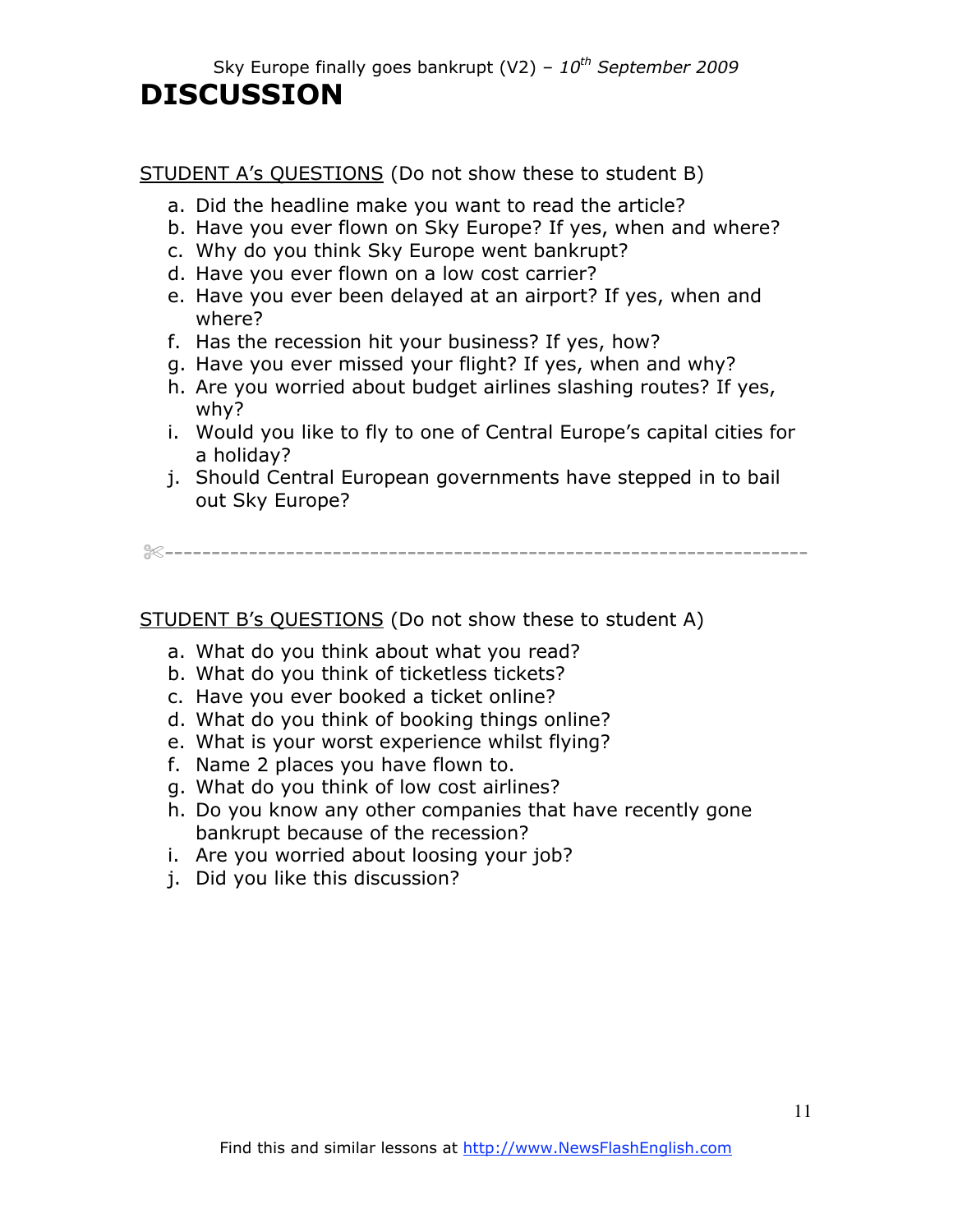# DISCUSSION

STUDENT A's QUESTIONS (Do not show these to student B)

a. Did the headline make you want to read the article?
b. Have you ever flown on Sky Europe? If yes, when and where?
c. Why do you think Sky Europe went bankrupt?
d. Have you ever flown on a low cost carrier?
e. Have you ever been delayed at an airport? If yes, when and where?
f. Has the recession hit your business? If yes, how?
g. Have you ever missed your flight? If yes, when and why?
h. Are you worried about budget airlines slashing routes? If yes, why?
i. Would you like to fly to one of Central Europe's capital cities for a holiday?
j. Should Central European governments have stepped in to bail out Sky Europe?

✄-----------------------------------------------------------------

STUDENT B's QUESTIONS (Do not show these to student A)

a. What do you think about what you read?
b. What do you think of ticketless tickets?
c. Have you ever booked a ticket online?
d. What do you think of booking things online?
e. What is your worst experience whilst flying?
f. Name 2 places you have flown to.
g. What do you think of low cost airlines?
h. Do you know any other companies that have recently gone bankrupt because of the recession?
i. Are you worried about loosing your job?
j. Did you like this discussion?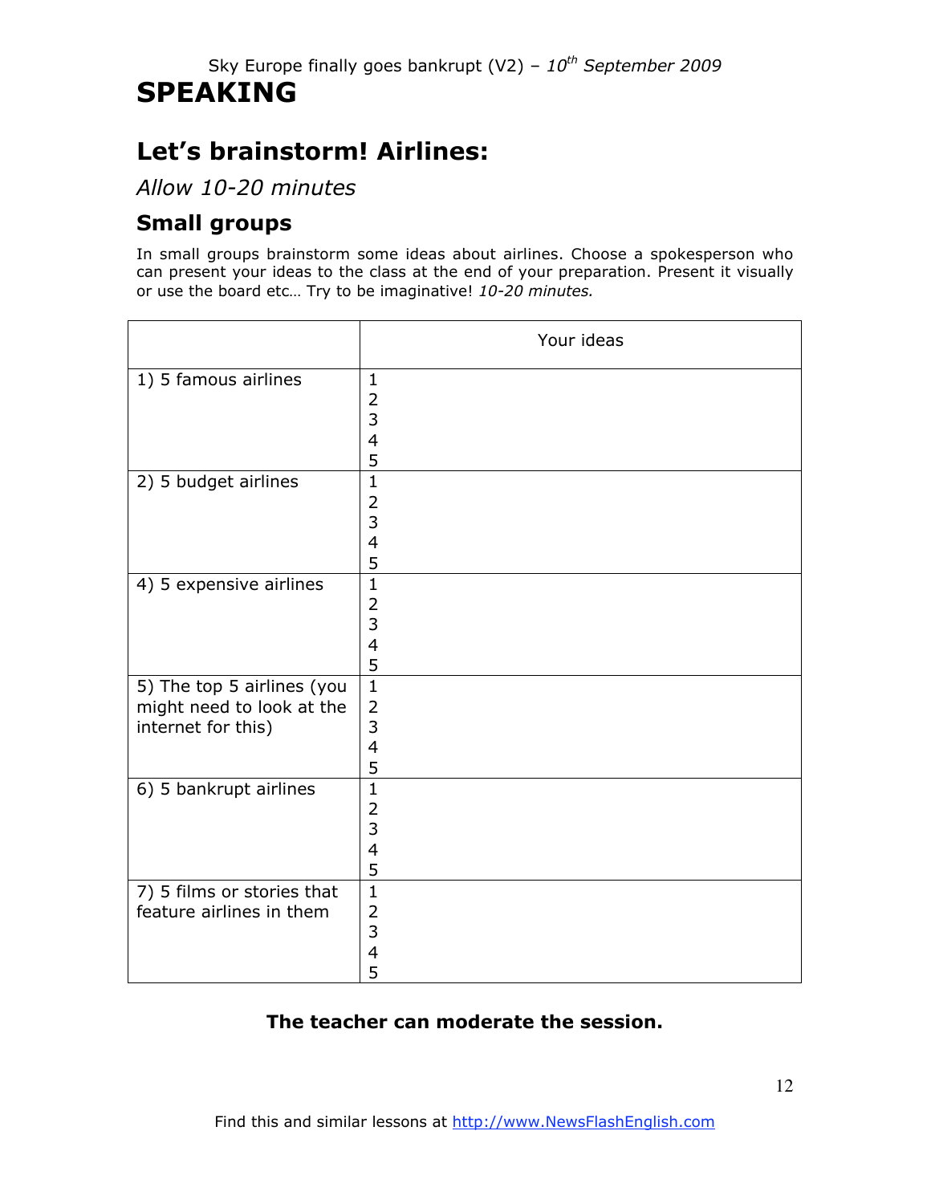# SPEAKING

## Let's brainstorm! Airlines:

*Allow 10-20 minutes*

### Small groups

In small groups brainstorm some ideas about airlines. Choose a spokesperson who can present your ideas to the class at the end of your preparation. Present it visually or use the board etc… Try to be imaginative! *10-20 minutes.*

| | Your ideas |
|---|---|
| 1) 5 famous airlines | 1<br>2<br>3<br>4<br>5 |
| 2) 5 budget airlines | 1<br>2<br>3<br>4<br>5 |
| 4) 5 expensive airlines | 1<br>2<br>3<br>4<br>5 |
| 5) The top 5 airlines (you might need to look at the internet for this) | 1<br>2<br>3<br>4<br>5 |
| 6) 5 bankrupt airlines | 1<br>2<br>3<br>4<br>5 |
| 7) 5 films or stories that feature airlines in them | 1<br>2<br>3<br>4<br>5 |

**The teacher can moderate the session.**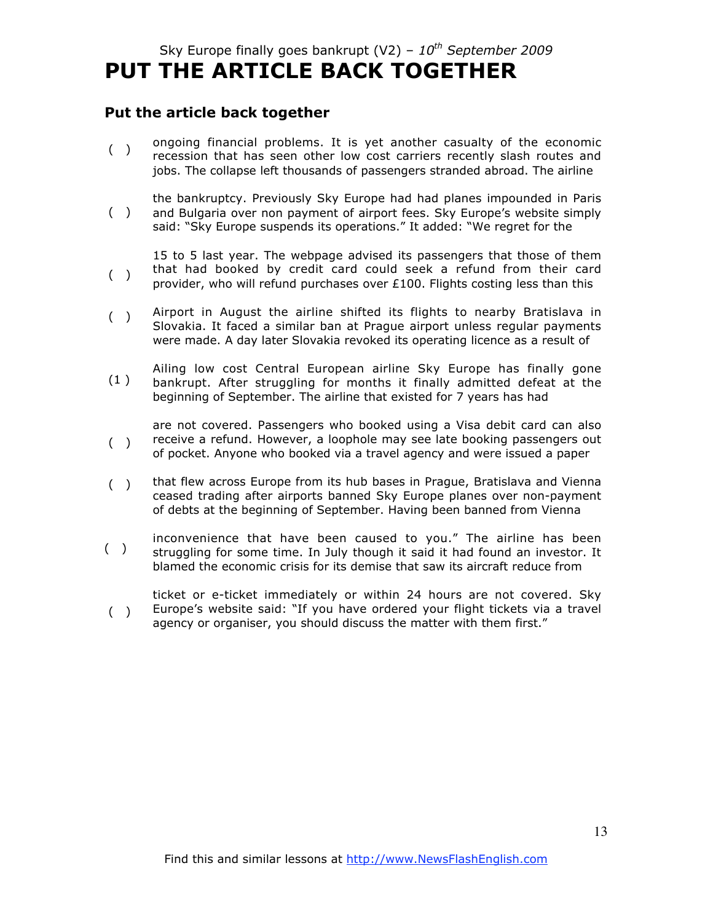Sky Europe finally goes bankrupt (V2) – *10th September 2009*

# PUT THE ARTICLE BACK TOGETHER

### Put the article back together

( ) ongoing financial problems. It is yet another casualty of the economic recession that has seen other low cost carriers recently slash routes and jobs. The collapse left thousands of passengers stranded abroad. The airline

( ) the bankruptcy. Previously Sky Europe had had planes impounded in Paris and Bulgaria over non payment of airport fees. Sky Europe's website simply said: "Sky Europe suspends its operations." It added: "We regret for the

( ) 15 to 5 last year. The webpage advised its passengers that those of them that had booked by credit card could seek a refund from their card provider, who will refund purchases over £100. Flights costing less than this

( ) Airport in August the airline shifted its flights to nearby Bratislava in Slovakia. It faced a similar ban at Prague airport unless regular payments were made. A day later Slovakia revoked its operating licence as a result of

(1) Ailing low cost Central European airline Sky Europe has finally gone bankrupt. After struggling for months it finally admitted defeat at the beginning of September. The airline that existed for 7 years has had

( ) are not covered. Passengers who booked using a Visa debit card can also receive a refund. However, a loophole may see late booking passengers out of pocket. Anyone who booked via a travel agency and were issued a paper

( ) that flew across Europe from its hub bases in Prague, Bratislava and Vienna ceased trading after airports banned Sky Europe planes over non-payment of debts at the beginning of September. Having been banned from Vienna

( ) inconvenience that have been caused to you." The airline has been struggling for some time. In July though it said it had found an investor. It blamed the economic crisis for its demise that saw its aircraft reduce from

( ) ticket or e-ticket immediately or within 24 hours are not covered. Sky Europe's website said: "If you have ordered your flight tickets via a travel agency or organiser, you should discuss the matter with them first."

Find this and similar lessons at http://www.NewsFlashEnglish.com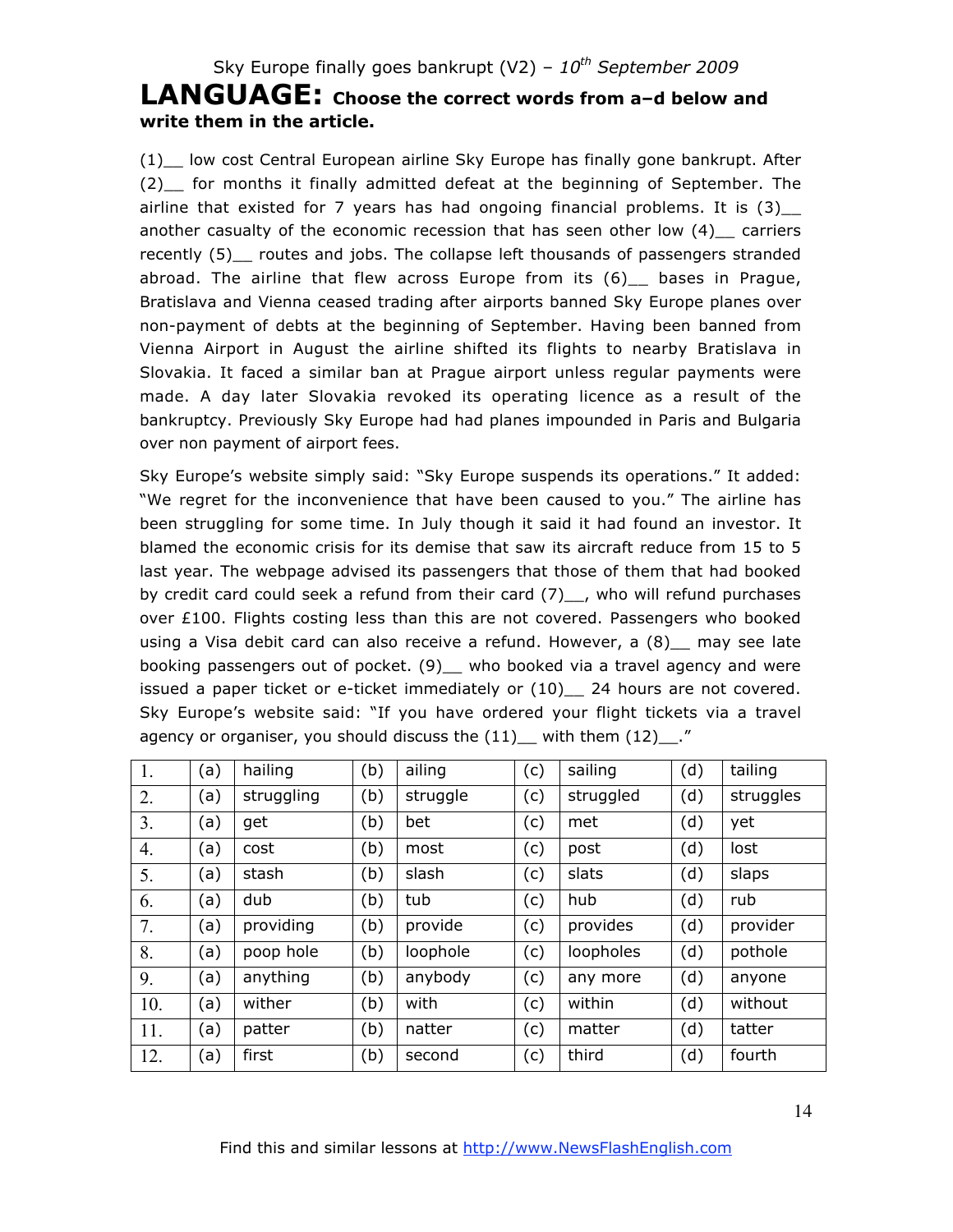Sky Europe finally goes bankrupt (V2) – *10th September 2009*

# LANGUAGE: Choose the correct words from a–d below and write them in the article.

(1)__ low cost Central European airline Sky Europe has finally gone bankrupt. After (2)__ for months it finally admitted defeat at the beginning of September. The airline that existed for 7 years has had ongoing financial problems. It is (3)__ another casualty of the economic recession that has seen other low (4)__ carriers recently (5)__ routes and jobs. The collapse left thousands of passengers stranded abroad. The airline that flew across Europe from its (6)__ bases in Prague, Bratislava and Vienna ceased trading after airports banned Sky Europe planes over non-payment of debts at the beginning of September. Having been banned from Vienna Airport in August the airline shifted its flights to nearby Bratislava in Slovakia. It faced a similar ban at Prague airport unless regular payments were made. A day later Slovakia revoked its operating licence as a result of the bankruptcy. Previously Sky Europe had had planes impounded in Paris and Bulgaria over non payment of airport fees.

Sky Europe's website simply said: "Sky Europe suspends its operations." It added: "We regret for the inconvenience that have been caused to you." The airline has been struggling for some time. In July though it said it had found an investor. It blamed the economic crisis for its demise that saw its aircraft reduce from 15 to 5 last year. The webpage advised its passengers that those of them that had booked by credit card could seek a refund from their card (7)__, who will refund purchases over £100. Flights costing less than this are not covered. Passengers who booked using a Visa debit card can also receive a refund. However, a (8)__ may see late booking passengers out of pocket. (9)__ who booked via a travel agency and were issued a paper ticket or e-ticket immediately or (10)__ 24 hours are not covered. Sky Europe's website said: "If you have ordered your flight tickets via a travel agency or organiser, you should discuss the (11)__ with them (12)__."

| 1. | (a) | hailing | (b) | ailing | (c) | sailing | (d) | tailing |
|---|---|---|---|---|---|---|---|---|
| 2. | (a) | struggling | (b) | struggle | (c) | struggled | (d) | struggles |
| 3. | (a) | get | (b) | bet | (c) | met | (d) | yet |
| 4. | (a) | cost | (b) | most | (c) | post | (d) | lost |
| 5. | (a) | stash | (b) | slash | (c) | slats | (d) | slaps |
| 6. | (a) | dub | (b) | tub | (c) | hub | (d) | rub |
| 7. | (a) | providing | (b) | provide | (c) | provides | (d) | provider |
| 8. | (a) | poop hole | (b) | loophole | (c) | loopholes | (d) | pothole |
| 9. | (a) | anything | (b) | anybody | (c) | any more | (d) | anyone |
| 10. | (a) | wither | (b) | with | (c) | within | (d) | without |
| 11. | (a) | patter | (b) | natter | (c) | matter | (d) | tatter |
| 12. | (a) | first | (b) | second | (c) | third | (d) | fourth |

Find this and similar lessons at http://www.NewsFlashEnglish.com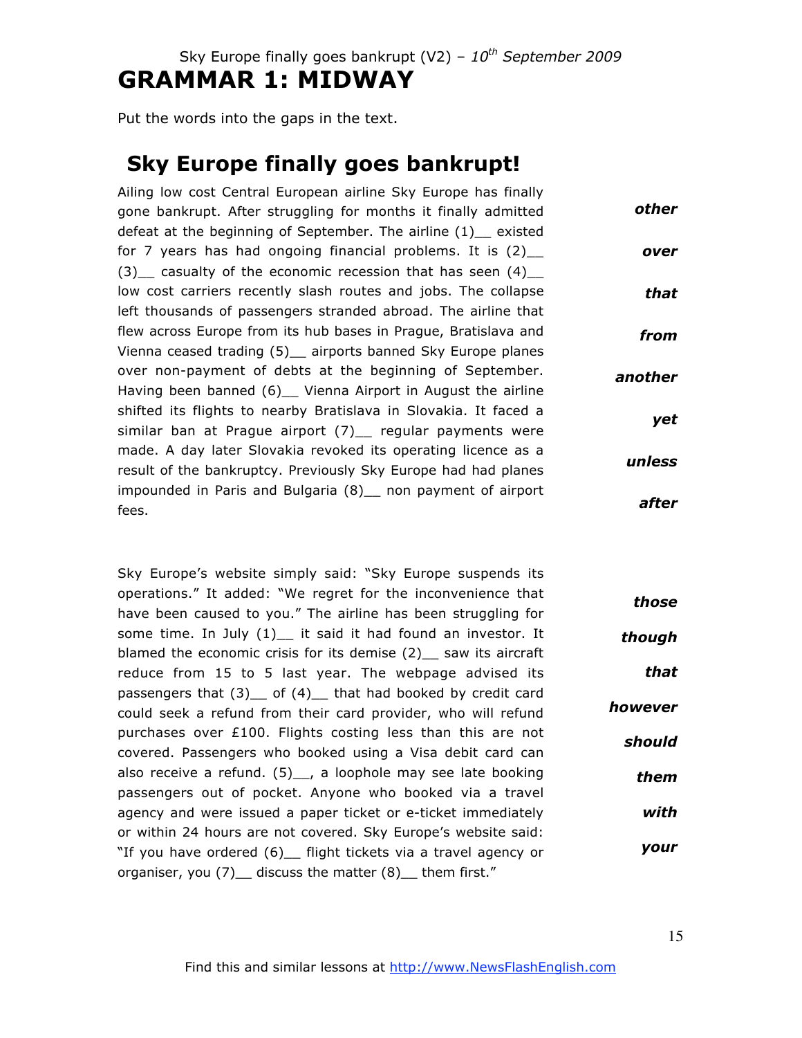Sky Europe finally goes bankrupt (V2) – *10th September 2009*

# GRAMMAR 1: MIDWAY

Put the words into the gaps in the text.

## Sky Europe finally goes bankrupt!

Ailing low cost Central European airline Sky Europe has finally gone bankrupt. After struggling for months it finally admitted defeat at the beginning of September. The airline (1)__ existed for 7 years has had ongoing financial problems. It is (2)__ (3)__ casualty of the economic recession that has seen (4)__ low cost carriers recently slash routes and jobs. The collapse left thousands of passengers stranded abroad. The airline that flew across Europe from its hub bases in Prague, Bratislava and Vienna ceased trading (5)__ airports banned Sky Europe planes over non-payment of debts at the beginning of September. Having been banned (6)__ Vienna Airport in August the airline shifted its flights to nearby Bratislava in Slovakia. It faced a similar ban at Prague airport (7)__ regular payments were made. A day later Slovakia revoked its operating licence as a result of the bankruptcy. Previously Sky Europe had had planes impounded in Paris and Bulgaria (8)__ non payment of airport fees.

***other***

***over***

***that***

***from***

***another***

***yet***

***unless***

***after***

Sky Europe's website simply said: "Sky Europe suspends its operations." It added: "We regret for the inconvenience that have been caused to you." The airline has been struggling for some time. In July (1)__ it said it had found an investor. It blamed the economic crisis for its demise (2)__ saw its aircraft reduce from 15 to 5 last year. The webpage advised its passengers that (3)__ of (4)__ that had booked by credit card could seek a refund from their card provider, who will refund purchases over £100. Flights costing less than this are not covered. Passengers who booked using a Visa debit card can also receive a refund. (5)__, a loophole may see late booking passengers out of pocket. Anyone who booked via a travel agency and were issued a paper ticket or e-ticket immediately or within 24 hours are not covered. Sky Europe's website said: "If you have ordered (6)__ flight tickets via a travel agency or organiser, you (7)__ discuss the matter (8)__ them first."

***those***

***though***

***that***

***however***

***should***

***them***

***with***

***your***

Find this and similar lessons at http://www.NewsFlashEnglish.com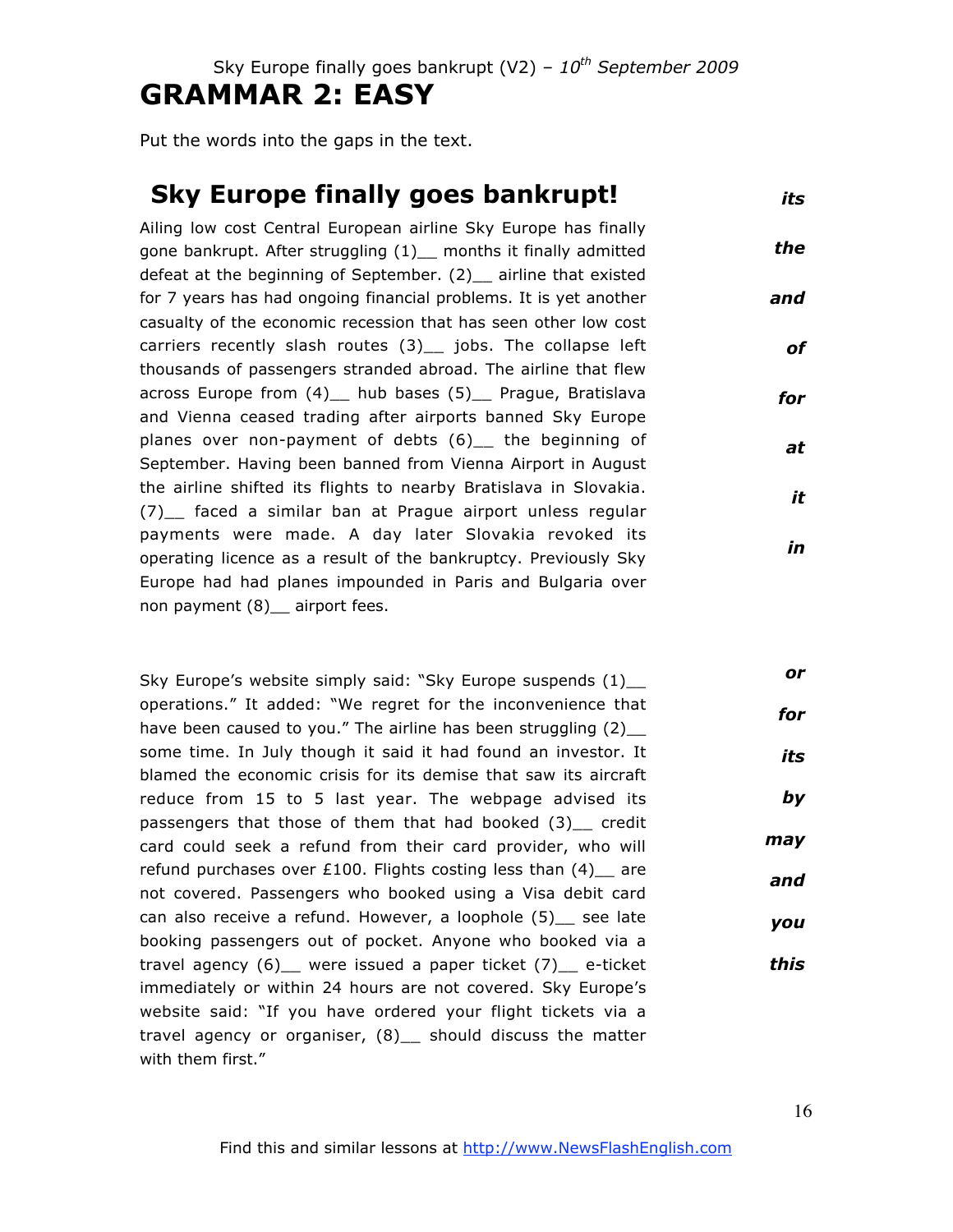Sky Europe finally goes bankrupt (V2) – *10th September 2009*

# GRAMMAR 2: EASY

Put the words into the gaps in the text.

## Sky Europe finally goes bankrupt!

Ailing low cost Central European airline Sky Europe has finally gone bankrupt. After struggling (1)__ months it finally admitted defeat at the beginning of September. (2)__ airline that existed for 7 years has had ongoing financial problems. It is yet another casualty of the economic recession that has seen other low cost carriers recently slash routes (3)__ jobs. The collapse left thousands of passengers stranded abroad. The airline that flew across Europe from (4)__ hub bases (5)__ Prague, Bratislava and Vienna ceased trading after airports banned Sky Europe planes over non-payment of debts (6)__ the beginning of September. Having been banned from Vienna Airport in August the airline shifted its flights to nearby Bratislava in Slovakia. (7)__ faced a similar ban at Prague airport unless regular payments were made. A day later Slovakia revoked its operating licence as a result of the bankruptcy. Previously Sky Europe had had planes impounded in Paris and Bulgaria over non payment (8)__ airport fees.

***its***

***the***

***and***

***of***

***for***

***at***

***it***

***in***

Sky Europe's website simply said: "Sky Europe suspends (1)__ operations." It added: "We regret for the inconvenience that have been caused to you." The airline has been struggling (2)__ some time. In July though it said it had found an investor. It blamed the economic crisis for its demise that saw its aircraft reduce from 15 to 5 last year. The webpage advised its passengers that those of them that had booked (3)__ credit card could seek a refund from their card provider, who will refund purchases over £100. Flights costing less than (4)__ are not covered. Passengers who booked using a Visa debit card can also receive a refund. However, a loophole (5)__ see late booking passengers out of pocket. Anyone who booked via a travel agency (6)__ were issued a paper ticket (7)__ e-ticket immediately or within 24 hours are not covered. Sky Europe's website said: "If you have ordered your flight tickets via a travel agency or organiser, (8)__ should discuss the matter with them first."

***or***

***for***

***its***

***by***

***may***

***and***

***you***

***this***

Find this and similar lessons at http://www.NewsFlashEnglish.com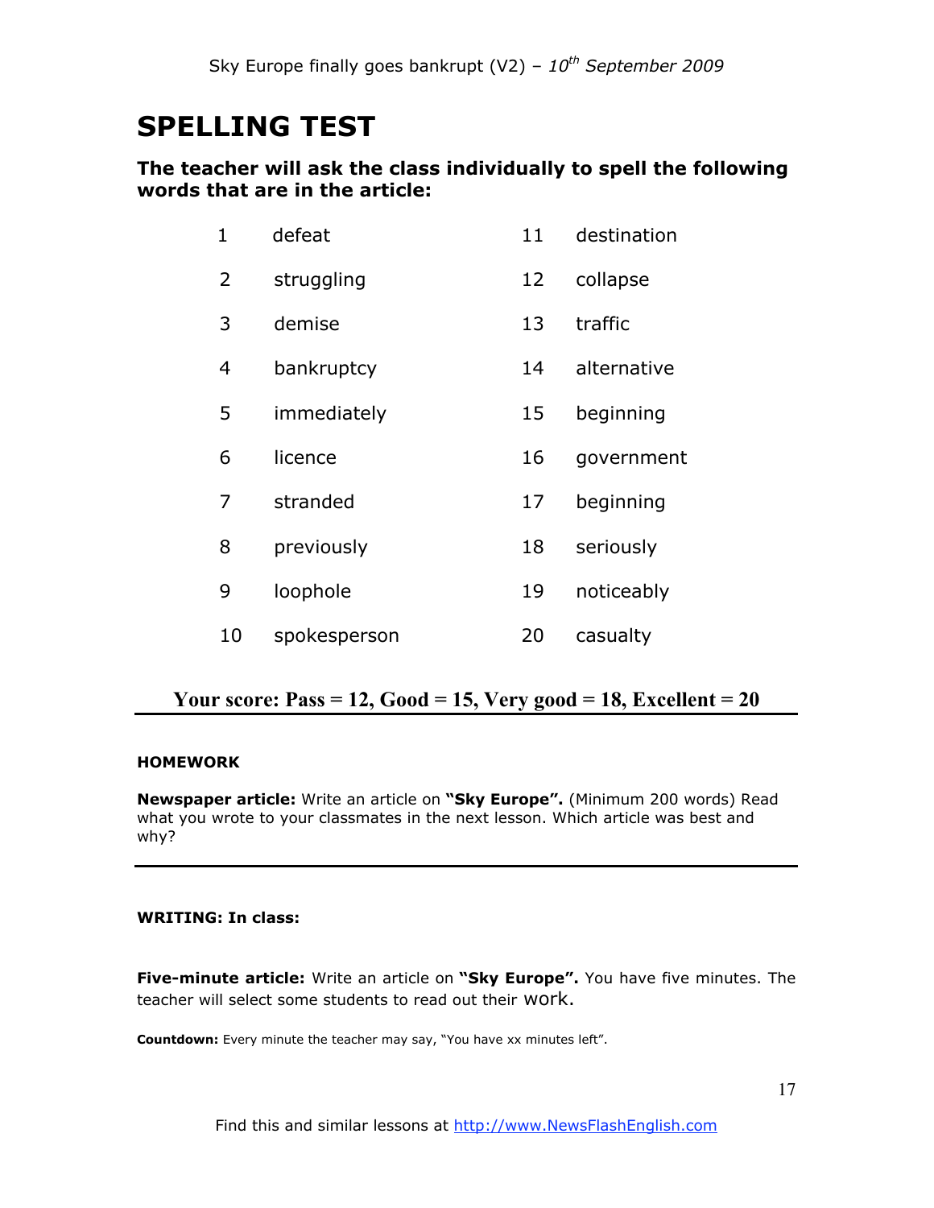#  SPELLING TEST

**The teacher will ask the class individually to spell the following words that are in the article:**

| | | | |
|---|---|---|---|
| 1 | defeat | 11 | destination |
| 2 | struggling | 12 | collapse |
| 3 | demise | 13 | traffic |
| 4 | bankruptcy | 14 | alternative |
| 5 | immediately | 15 | beginning |
| 6 | licence | 16 | government |
| 7 | stranded | 17 | beginning |
| 8 | previously | 18 | seriously |
| 9 | loophole | 19 | noticeably |
| 10 | spokesperson | 20 | casualty |

**Your score: Pass = 12, Good = 15, Very good = 18, Excellent = 20**

---

**HOMEWORK**

**Newspaper article:** Write an article on **"Sky Europe".** (Minimum 200 words) Read what you wrote to your classmates in the next lesson. Which article was best and why?

---

**WRITING: In class:**

**Five-minute article:** Write an article on **"Sky Europe".** You have five minutes. The teacher will select some students to read out their work.

**Countdown:** Every minute the teacher may say, "You have xx minutes left".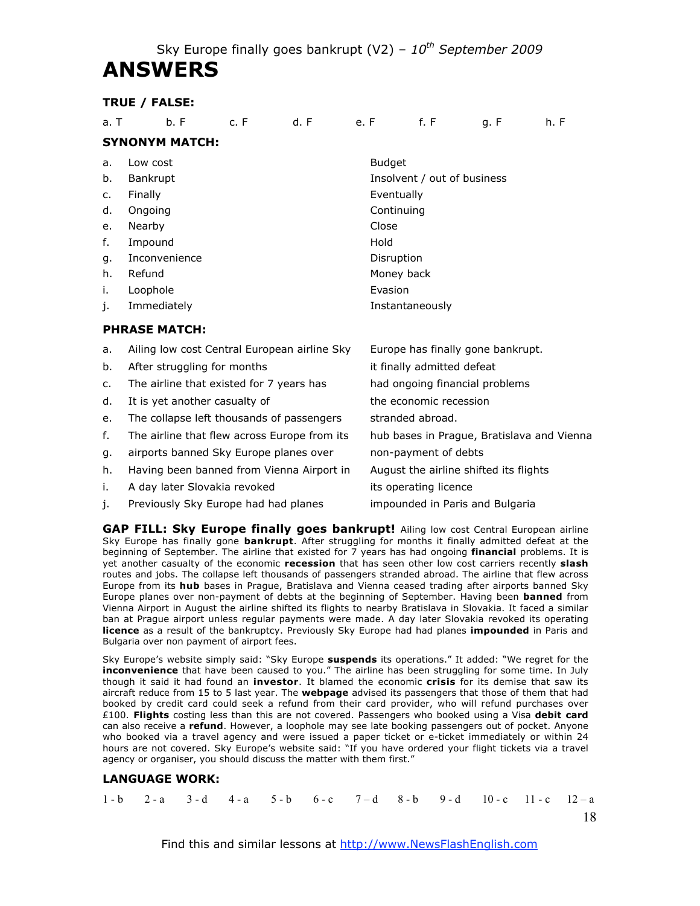Sky Europe finally goes bankrupt (V2) – *10th September 2009*

# ANSWERS

### TRUE / FALSE:

| | | | | | | | |
|---|---|---|---|---|---|---|---|
| a. T | b. F | c. F | d. F | e. F | f. F | g. F | h. F |

### SYNONYM MATCH:

| | | |
|---|---|---|
| a. | Low cost | Budget |
| b. | Bankrupt | Insolvent / out of business |
| c. | Finally | Eventually |
| d. | Ongoing | Continuing |
| e. | Nearby | Close |
| f. | Impound | Hold |
| g. | Inconvenience | Disruption |
| h. | Refund | Money back |
| i. | Loophole | Evasion |
| j. | Immediately | Instantaneously |

### PHRASE MATCH:

| | | |
|---|---|---|
| a. | Ailing low cost Central European airline Sky | Europe has finally gone bankrupt. |
| b. | After struggling for months | it finally admitted defeat |
| c. | The airline that existed for 7 years has | had ongoing financial problems |
| d. | It is yet another casualty of | the economic recession |
| e. | The collapse left thousands of passengers | stranded abroad. |
| f. | The airline that flew across Europe from its | hub bases in Prague, Bratislava and Vienna |
| g. | airports banned Sky Europe planes over | non-payment of debts |
| h. | Having been banned from Vienna Airport in | August the airline shifted its flights |
| i. | A day later Slovakia revoked | its operating licence |
| j. | Previously Sky Europe had had planes | impounded in Paris and Bulgaria |

**GAP FILL: Sky Europe finally goes bankrupt!** Ailing low cost Central European airline Sky Europe has finally gone **bankrupt**. After struggling for months it finally admitted defeat at the beginning of September. The airline that existed for 7 years has had ongoing **financial** problems. It is yet another casualty of the economic **recession** that has seen other low cost carriers recently **slash** routes and jobs. The collapse left thousands of passengers stranded abroad. The airline that flew across Europe from its **hub** bases in Prague, Bratislava and Vienna ceased trading after airports banned Sky Europe planes over non-payment of debts at the beginning of September. Having been **banned** from Vienna Airport in August the airline shifted its flights to nearby Bratislava in Slovakia. It faced a similar ban at Prague airport unless regular payments were made. A day later Slovakia revoked its operating **licence** as a result of the bankruptcy. Previously Sky Europe had had planes **impounded** in Paris and Bulgaria over non payment of airport fees.

Sky Europe's website simply said: "Sky Europe **suspends** its operations." It added: "We regret for the **inconvenience** that have been caused to you." The airline has been struggling for some time. In July though it said it had found an **investor**. It blamed the economic **crisis** for its demise that saw its aircraft reduce from 15 to 5 last year. The **webpage** advised its passengers that those of them that had booked by credit card could seek a refund from their card provider, who will refund purchases over £100. **Flights** costing less than this are not covered. Passengers who booked using a Visa **debit card** can also receive a **refund**. However, a loophole may see late booking passengers out of pocket. Anyone who booked via a travel agency and were issued a paper ticket or e-ticket immediately or within 24 hours are not covered. Sky Europe's website said: "If you have ordered your flight tickets via a travel agency or organiser, you should discuss the matter with them first."

### LANGUAGE WORK:

1 - b  2 - a  3 - d  4 - a  5 - b  6 - c  7 – d  8 - b  9 - d  10 - c  11 - c  12 – a

Find this and similar lessons at http://www.NewsFlashEnglish.com